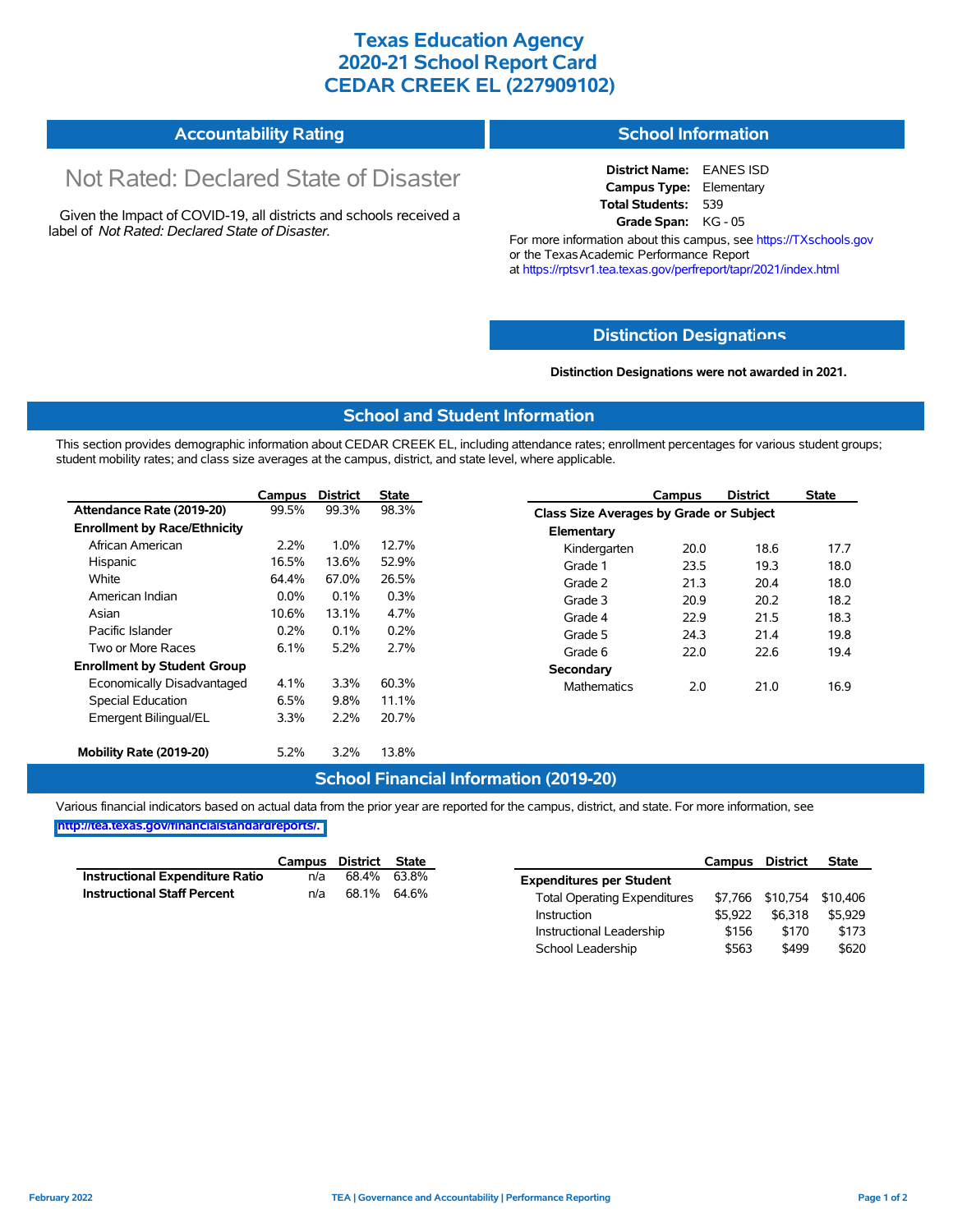# Texas Education Agency
# 2020-21 School Report Card
# CEDAR CREEK EL (227909102)

## Accountability Rating

Not Rated: Declared State of Disaster

Given the Impact of COVID-19, all districts and schools received a label of *Not Rated: Declared State of Disaster*.

## School Information

**District Name:** EANES ISD
**Campus Type:** Elementary
**Total Students:** 539
**Grade Span:** KG - 05

For more information about this campus, see https://TXschools.gov or the Texas Academic Performance Report at https://rptsvr1.tea.texas.gov/perfreport/tapr/2021/index.html

## Distinction Designations

**Distinction Designations were not awarded in 2021.**

## School and Student Information

This section provides demographic information about CEDAR CREEK EL, including attendance rates; enrollment percentages for various student groups; student mobility rates; and class size averages at the campus, district, and state level, where applicable.

| | Campus | District | State |
|---|---|---|---|
| **Attendance Rate (2019-20)** | 99.5% | 99.3% | 98.3% |
| **Enrollment by Race/Ethnicity** | | | |
| African American | 2.2% | 1.0% | 12.7% |
| Hispanic | 16.5% | 13.6% | 52.9% |
| White | 64.4% | 67.0% | 26.5% |
| American Indian | 0.0% | 0.1% | 0.3% |
| Asian | 10.6% | 13.1% | 4.7% |
| Pacific Islander | 0.2% | 0.1% | 0.2% |
| Two or More Races | 6.1% | 5.2% | 2.7% |
| **Enrollment by Student Group** | | | |
| Economically Disadvantaged | 4.1% | 3.3% | 60.3% |
| Special Education | 6.5% | 9.8% | 11.1% |
| Emergent Bilingual/EL | 3.3% | 2.2% | 20.7% |
| **Mobility Rate (2019-20)** | 5.2% | 3.2% | 13.8% |

| | Campus | District | State |
|---|---|---|---|
| **Class Size Averages by Grade or Subject** | | | |
| **Elementary** | | | |
| Kindergarten | 20.0 | 18.6 | 17.7 |
| Grade 1 | 23.5 | 19.3 | 18.0 |
| Grade 2 | 21.3 | 20.4 | 18.0 |
| Grade 3 | 20.9 | 20.2 | 18.2 |
| Grade 4 | 22.9 | 21.5 | 18.3 |
| Grade 5 | 24.3 | 21.4 | 19.8 |
| Grade 6 | 22.0 | 22.6 | 19.4 |
| **Secondary** | | | |
| Mathematics | 2.0 | 21.0 | 16.9 |

## School Financial Information (2019-20)

Various financial indicators based on actual data from the prior year are reported for the campus, district, and state. For more information, see http://tea.texas.gov/financialstandardreports/.

| | Campus | District | State |
|---|---|---|---|
| **Instructional Expenditure Ratio** | n/a | 68.4% | 63.8% |
| **Instructional Staff Percent** | n/a | 68.1% | 64.6% |

| | Campus | District | State |
|---|---|---|---|
| **Expenditures per Student** | | | |
| Total Operating Expenditures | $7,766 | $10,754 | $10,406 |
| Instruction | $5,922 | $6,318 | $5,929 |
| Instructional Leadership | $156 | $170 | $173 |
| School Leadership | $563 | $499 | $620 |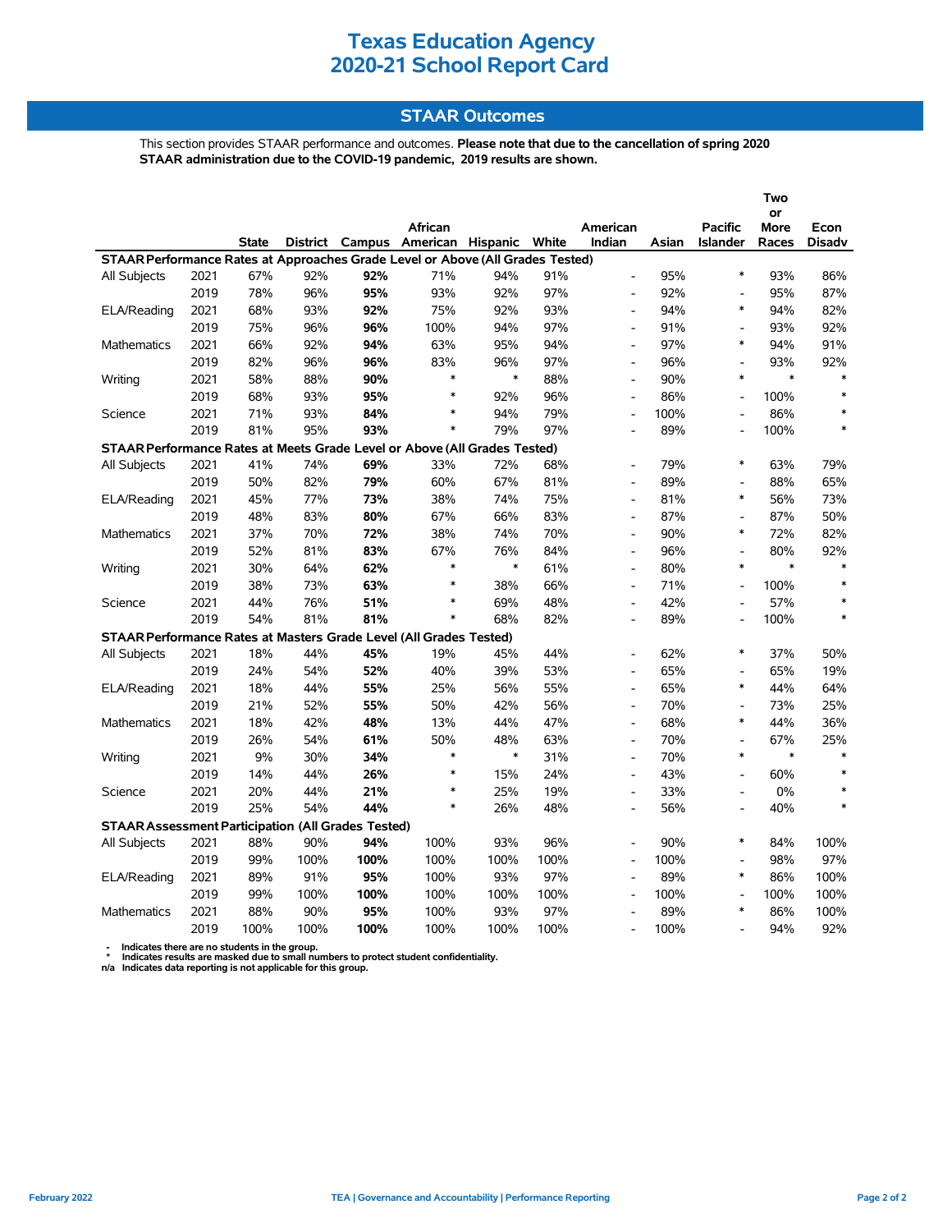# Texas Education Agency
# 2020-21 School Report Card

## STAAR Outcomes

This section provides STAAR performance and outcomes. **Please note that due to the cancellation of spring 2020 STAAR administration due to the COVID-19 pandemic, 2019 results are shown.**

| | | State | District | Campus | African American | Hispanic | White | American Indian | Asian | Pacific Islander | Two or More Races | Econ Disadv |
|---|---|---|---|---|---|---|---|---|---|---|---|---|
| **STAAR Performance Rates at Approaches Grade Level or Above (All Grades Tested)** | | | | | | | | | | | | |
| All Subjects | 2021 | 67% | 92% | **92%** | 71% | 94% | 91% | - | 95% | * | 93% | 86% |
| | 2019 | 78% | 96% | **95%** | 93% | 92% | 97% | - | 92% | - | 95% | 87% |
| ELA/Reading | 2021 | 68% | 93% | **92%** | 75% | 92% | 93% | - | 94% | * | 94% | 82% |
| | 2019 | 75% | 96% | **96%** | 100% | 94% | 97% | - | 91% | - | 93% | 92% |
| Mathematics | 2021 | 66% | 92% | **94%** | 63% | 95% | 94% | - | 97% | * | 94% | 91% |
| | 2019 | 82% | 96% | **96%** | 83% | 96% | 97% | - | 96% | - | 93% | 92% |
| Writing | 2021 | 58% | 88% | **90%** | * | * | 88% | - | 90% | * | * | * |
| | 2019 | 68% | 93% | **95%** | * | 92% | 96% | - | 86% | - | 100% | * |
| Science | 2021 | 71% | 93% | **84%** | * | 94% | 79% | - | 100% | - | 86% | * |
| | 2019 | 81% | 95% | **93%** | * | 79% | 97% | - | 89% | - | 100% | * |
| **STAAR Performance Rates at Meets Grade Level or Above (All Grades Tested)** | | | | | | | | | | | | |
| All Subjects | 2021 | 41% | 74% | **69%** | 33% | 72% | 68% | - | 79% | * | 63% | 79% |
| | 2019 | 50% | 82% | **79%** | 60% | 67% | 81% | - | 89% | - | 88% | 65% |
| ELA/Reading | 2021 | 45% | 77% | **73%** | 38% | 74% | 75% | - | 81% | * | 56% | 73% |
| | 2019 | 48% | 83% | **80%** | 67% | 66% | 83% | - | 87% | - | 87% | 50% |
| Mathematics | 2021 | 37% | 70% | **72%** | 38% | 74% | 70% | - | 90% | * | 72% | 82% |
| | 2019 | 52% | 81% | **83%** | 67% | 76% | 84% | - | 96% | - | 80% | 92% |
| Writing | 2021 | 30% | 64% | **62%** | * | * | 61% | - | 80% | * | * | * |
| | 2019 | 38% | 73% | **63%** | * | 38% | 66% | - | 71% | - | 100% | * |
| Science | 2021 | 44% | 76% | **51%** | * | 69% | 48% | - | 42% | - | 57% | * |
| | 2019 | 54% | 81% | **81%** | * | 68% | 82% | - | 89% | - | 100% | * |
| **STAAR Performance Rates at Masters Grade Level (All Grades Tested)** | | | | | | | | | | | | |
| All Subjects | 2021 | 18% | 44% | **45%** | 19% | 45% | 44% | - | 62% | * | 37% | 50% |
| | 2019 | 24% | 54% | **52%** | 40% | 39% | 53% | - | 65% | - | 65% | 19% |
| ELA/Reading | 2021 | 18% | 44% | **55%** | 25% | 56% | 55% | - | 65% | * | 44% | 64% |
| | 2019 | 21% | 52% | **55%** | 50% | 42% | 56% | - | 70% | - | 73% | 25% |
| Mathematics | 2021 | 18% | 42% | **48%** | 13% | 44% | 47% | - | 68% | * | 44% | 36% |
| | 2019 | 26% | 54% | **61%** | 50% | 48% | 63% | - | 70% | - | 67% | 25% |
| Writing | 2021 | 9% | 30% | **34%** | * | * | 31% | - | 70% | * | * | * |
| | 2019 | 14% | 44% | **26%** | * | 15% | 24% | - | 43% | - | 60% | * |
| Science | 2021 | 20% | 44% | **21%** | * | 25% | 19% | - | 33% | - | 0% | * |
| | 2019 | 25% | 54% | **44%** | * | 26% | 48% | - | 56% | - | 40% | * |
| **STAAR Assessment Participation (All Grades Tested)** | | | | | | | | | | | | |
| All Subjects | 2021 | 88% | 90% | **94%** | 100% | 93% | 96% | - | 90% | * | 84% | 100% |
| | 2019 | 99% | 100% | **100%** | 100% | 100% | 100% | - | 100% | - | 98% | 97% |
| ELA/Reading | 2021 | 89% | 91% | **95%** | 100% | 93% | 97% | - | 89% | * | 86% | 100% |
| | 2019 | 99% | 100% | **100%** | 100% | 100% | 100% | - | 100% | - | 100% | 100% |
| Mathematics | 2021 | 88% | 90% | **95%** | 100% | 93% | 97% | - | 89% | * | 86% | 100% |
| | 2019 | 100% | 100% | **100%** | 100% | 100% | 100% | - | 100% | - | 94% | 92% |

- Indicates there are no students in the group.
* Indicates results are masked due to small numbers to protect student confidentiality.
n/a Indicates data reporting is not applicable for this group.